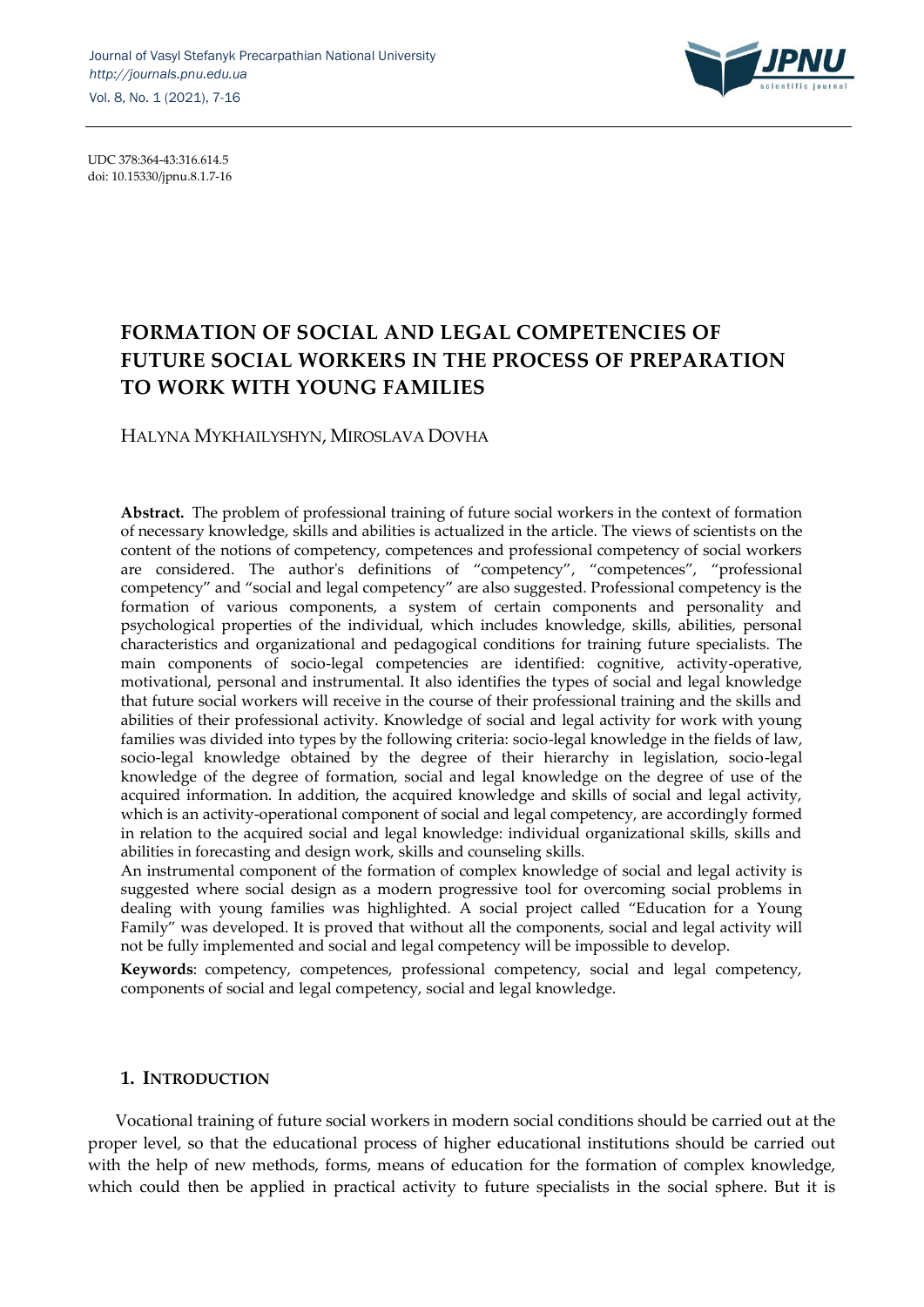UDC 378:364-43:316.614.5
doi: 10.15330/jpnu.8.1.7-16

# FORMATION OF SOCIAL AND LEGAL COMPETENCIES OF FUTURE SOCIAL WORKERS IN THE PROCESS OF PREPARATION TO WORK WITH YOUNG FAMILIES

HALYNA MYKHAILYSHYN, MIROSLAVA DOVHA

**Abstract.** The problem of professional training of future social workers in the context of formation of necessary knowledge, skills and abilities is actualized in the article. The views of scientists on the content of the notions of competency, competences and professional competency of social workers are considered. The author's definitions of "competency", "competences", "professional competency" and "social and legal competency" are also suggested. Professional competency is the formation of various components, a system of certain components and personality and psychological properties of the individual, which includes knowledge, skills, abilities, personal characteristics and organizational and pedagogical conditions for training future specialists. The main components of socio-legal competencies are identified: cognitive, activity-operative, motivational, personal and instrumental. It also identifies the types of social and legal knowledge that future social workers will receive in the course of their professional training and the skills and abilities of their professional activity. Knowledge of social and legal activity for work with young families was divided into types by the following criteria: socio-legal knowledge in the fields of law, socio-legal knowledge obtained by the degree of their hierarchy in legislation, socio-legal knowledge of the degree of formation, social and legal knowledge on the degree of use of the acquired information. In addition, the acquired knowledge and skills of social and legal activity, which is an activity-operational component of social and legal competency, are accordingly formed in relation to the acquired social and legal knowledge: individual organizational skills, skills and abilities in forecasting and design work, skills and counseling skills.

An instrumental component of the formation of complex knowledge of social and legal activity is suggested where social design as a modern progressive tool for overcoming social problems in dealing with young families was highlighted. A social project called "Education for a Young Family" was developed. It is proved that without all the components, social and legal activity will not be fully implemented and social and legal competency will be impossible to develop.

**Keywords**: competency, competences, professional competency, social and legal competency, components of social and legal competency, social and legal knowledge.

## 1. INTRODUCTION

Vocational training of future social workers in modern social conditions should be carried out at the proper level, so that the educational process of higher educational institutions should be carried out with the help of new methods, forms, means of education for the formation of complex knowledge, which could then be applied in practical activity to future specialists in the social sphere. But it is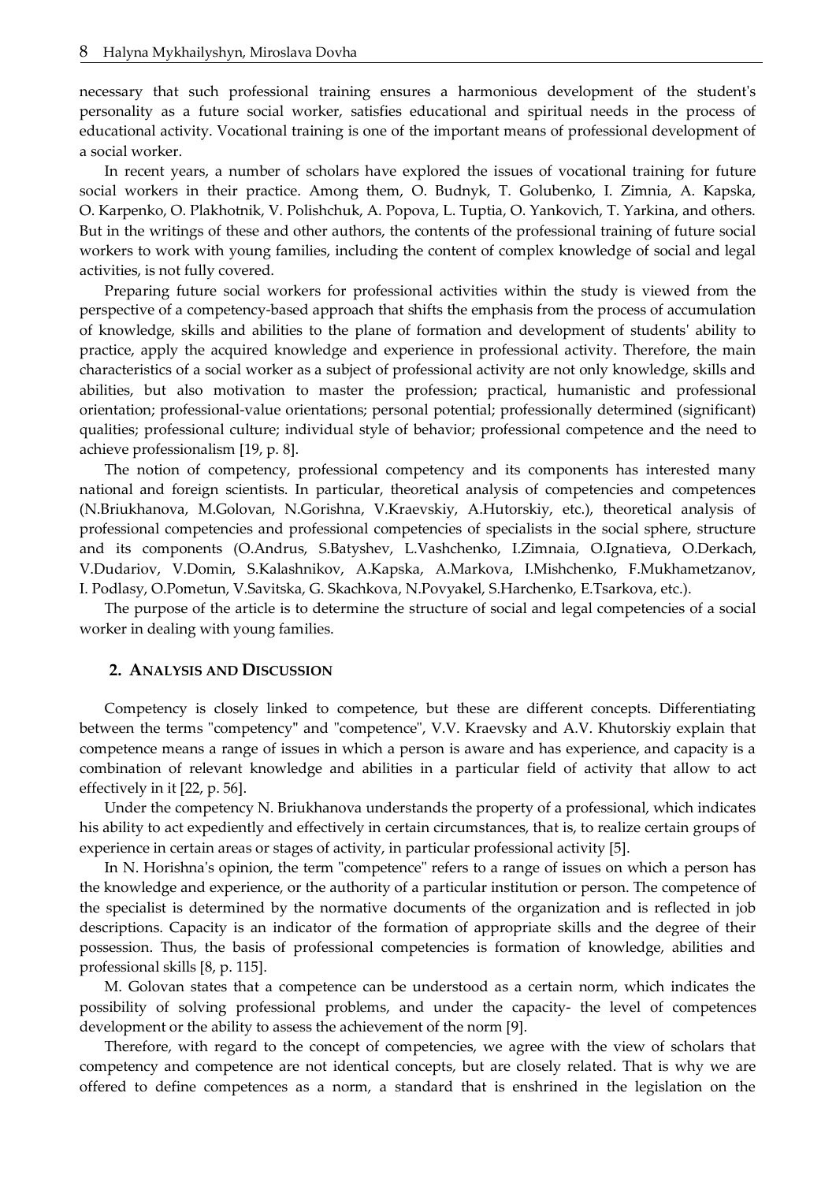necessary that such professional training ensures a harmonious development of the student's personality as a future social worker, satisfies educational and spiritual needs in the process of educational activity. Vocational training is one of the important means of professional development of a social worker.

In recent years, a number of scholars have explored the issues of vocational training for future social workers in their practice. Among them, O. Budnyk, T. Golubenko, I. Zimnia, A. Kapska, O. Karpenko, O. Plakhotnik, V. Polishchuk, A. Popova, L. Tuptia, O. Yankovich, T. Yarkina, and others. But in the writings of these and other authors, the contents of the professional training of future social workers to work with young families, including the content of complex knowledge of social and legal activities, is not fully covered.

Preparing future social workers for professional activities within the study is viewed from the perspective of a competency-based approach that shifts the emphasis from the process of accumulation of knowledge, skills and abilities to the plane of formation and development of students' ability to practice, apply the acquired knowledge and experience in professional activity. Therefore, the main characteristics of a social worker as a subject of professional activity are not only knowledge, skills and abilities, but also motivation to master the profession; practical, humanistic and professional orientation; professional-value orientations; personal potential; professionally determined (significant) qualities; professional culture; individual style of behavior; professional competence and the need to achieve professionalism [19, p. 8].

The notion of competency, professional competency and its components has interested many national and foreign scientists. In particular, theoretical analysis of competencies and competences (N.Briukhanova, M.Golovan, N.Gorishna, V.Kraevskiy, A.Hutorskiy, etc.), theoretical analysis of professional competencies and professional competencies of specialists in the social sphere, structure and its components (O.Andrus, S.Batyshev, L.Vashchenko, I.Zimnaia, O.Ignatieva, O.Derkach, V.Dudariov, V.Domin, S.Kalashnikov, A.Kapska, A.Markova, I.Mishchenko, F.Mukhametzanov, I. Podlasy, O.Pometun, V.Savitska, G. Skachkova, N.Povyakel, S.Harchenko, E.Tsarkova, etc.).

The purpose of the article is to determine the structure of social and legal competencies of a social worker in dealing with young families.

## 2. Analysis and Discussion

Competency is closely linked to competence, but these are different concepts. Differentiating between the terms "competency" and "competence", V.V. Kraevsky and A.V. Khutorskiy explain that competence means a range of issues in which a person is aware and has experience, and capacity is a combination of relevant knowledge and abilities in a particular field of activity that allow to act effectively in it [22, p. 56].

Under the competency N. Briukhanova understands the property of a professional, which indicates his ability to act expediently and effectively in certain circumstances, that is, to realize certain groups of experience in certain areas or stages of activity, in particular professional activity [5].

In N. Horishna's opinion, the term "competence" refers to a range of issues on which a person has the knowledge and experience, or the authority of a particular institution or person. The competence of the specialist is determined by the normative documents of the organization and is reflected in job descriptions. Capacity is an indicator of the formation of appropriate skills and the degree of their possession. Thus, the basis of professional competencies is formation of knowledge, abilities and professional skills [8, p. 115].

M. Golovan states that a competence can be understood as a certain norm, which indicates the possibility of solving professional problems, and under the capacity- the level of competences development or the ability to assess the achievement of the norm [9].

Therefore, with regard to the concept of competencies, we agree with the view of scholars that competency and competence are not identical concepts, but are closely related. That is why we are offered to define competences as a norm, a standard that is enshrined in the legislation on the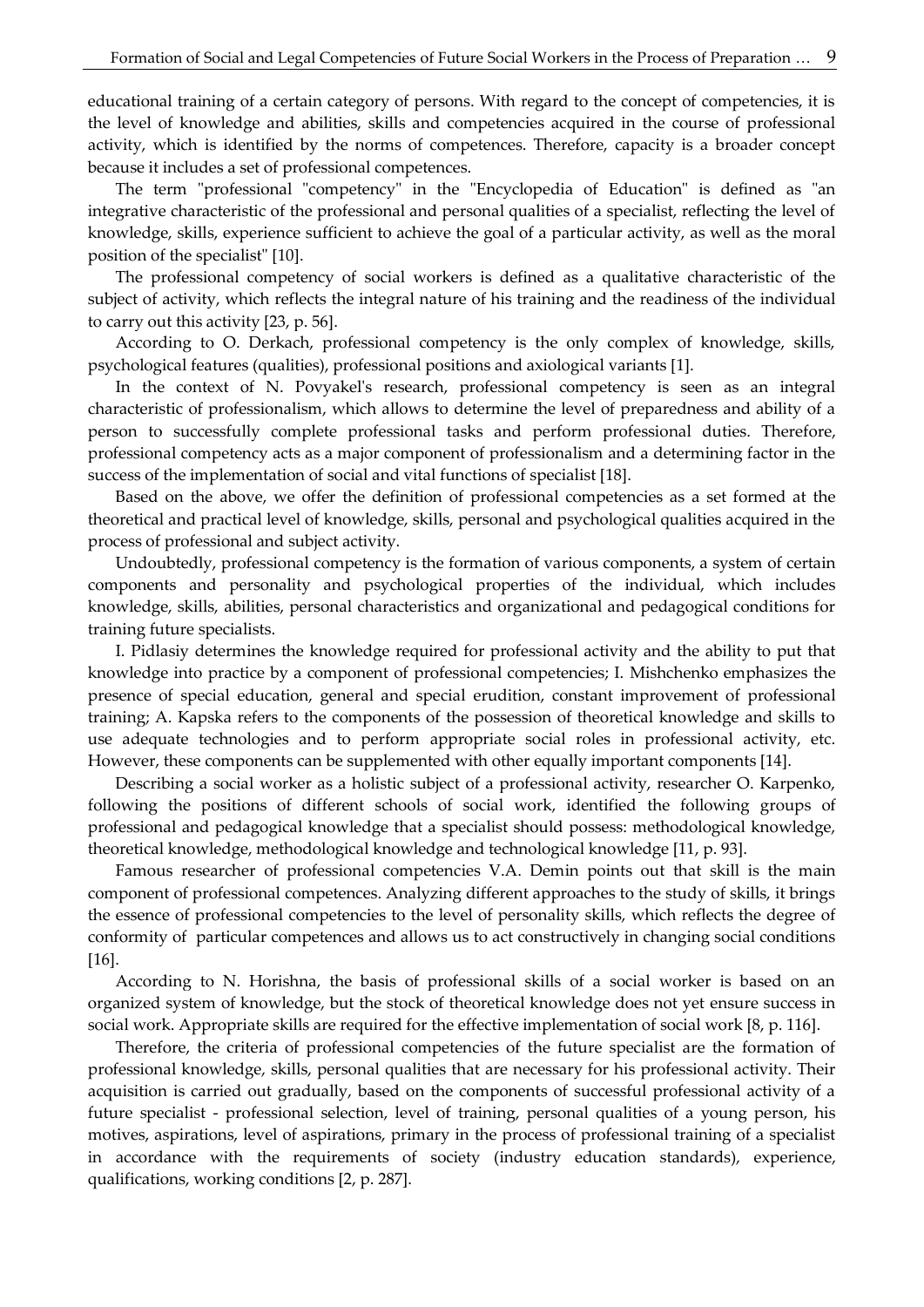educational training of a certain category of persons. With regard to the concept of competencies, it is the level of knowledge and abilities, skills and competencies acquired in the course of professional activity, which is identified by the norms of competences. Therefore, capacity is a broader concept because it includes a set of professional competences.

The term "professional "competency" in the "Encyclopedia of Education" is defined as "an integrative characteristic of the professional and personal qualities of a specialist, reflecting the level of knowledge, skills, experience sufficient to achieve the goal of a particular activity, as well as the moral position of the specialist" [10].

The professional competency of social workers is defined as a qualitative characteristic of the subject of activity, which reflects the integral nature of his training and the readiness of the individual to carry out this activity [23, p. 56].

According to O. Derkach, professional competency is the only complex of knowledge, skills, psychological features (qualities), professional positions and axiological variants [1].

In the context of N. Povyakel's research, professional competency is seen as an integral characteristic of professionalism, which allows to determine the level of preparedness and ability of a person to successfully complete professional tasks and perform professional duties. Therefore, professional competency acts as a major component of professionalism and a determining factor in the success of the implementation of social and vital functions of specialist [18].

Based on the above, we offer the definition of professional competencies as a set formed at the theoretical and practical level of knowledge, skills, personal and psychological qualities acquired in the process of professional and subject activity.

Undoubtedly, professional competency is the formation of various components, a system of certain components and personality and psychological properties of the individual, which includes knowledge, skills, abilities, personal characteristics and organizational and pedagogical conditions for training future specialists.

I. Pidlasiy determines the knowledge required for professional activity and the ability to put that knowledge into practice by a component of professional competencies; I. Mishchenko emphasizes the presence of special education, general and special erudition, constant improvement of professional training; A. Kapska refers to the components of the possession of theoretical knowledge and skills to use adequate technologies and to perform appropriate social roles in professional activity, etc. However, these components can be supplemented with other equally important components [14].

Describing a social worker as a holistic subject of a professional activity, researcher O. Karpenko, following the positions of different schools of social work, identified the following groups of professional and pedagogical knowledge that a specialist should possess: methodological knowledge, theoretical knowledge, methodological knowledge and technological knowledge [11, p. 93].

Famous researcher of professional competencies V.A. Demin points out that skill is the main component of professional competences. Analyzing different approaches to the study of skills, it brings the essence of professional competencies to the level of personality skills, which reflects the degree of conformity of particular competences and allows us to act constructively in changing social conditions [16].

According to N. Horishna, the basis of professional skills of a social worker is based on an organized system of knowledge, but the stock of theoretical knowledge does not yet ensure success in social work. Appropriate skills are required for the effective implementation of social work [8, p. 116].

Therefore, the criteria of professional competencies of the future specialist are the formation of professional knowledge, skills, personal qualities that are necessary for his professional activity. Their acquisition is carried out gradually, based on the components of successful professional activity of a future specialist - professional selection, level of training, personal qualities of a young person, his motives, aspirations, level of aspirations, primary in the process of professional training of a specialist in accordance with the requirements of society (industry education standards), experience, qualifications, working conditions [2, p. 287].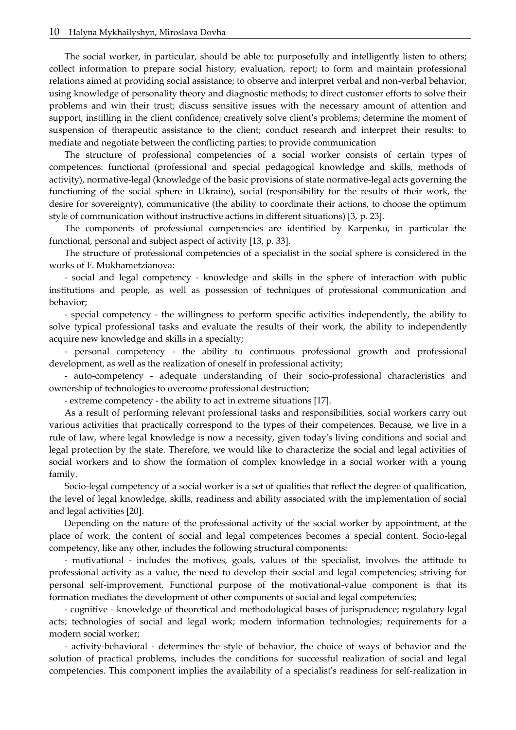The social worker, in particular, should be able to: purposefully and intelligently listen to others; collect information to prepare social history, evaluation, report; to form and maintain professional relations aimed at providing social assistance; to observe and interpret verbal and non-verbal behavior, using knowledge of personality theory and diagnostic methods; to direct customer efforts to solve their problems and win their trust; discuss sensitive issues with the necessary amount of attention and support, instilling in the client confidence; creatively solve client's problems; determine the moment of suspension of therapeutic assistance to the client; conduct research and interpret their results; to mediate and negotiate between the conflicting parties; to provide communication

The structure of professional competencies of a social worker consists of certain types of competences: functional (professional and special pedagogical knowledge and skills, methods of activity), normative-legal (knowledge of the basic provisions of state normative-legal acts governing the functioning of the social sphere in Ukraine), social (responsibility for the results of their work, the desire for sovereignty), communicative (the ability to coordinate their actions, to choose the optimum style of communication without instructive actions in different situations) [3, p. 23].

The components of professional competencies are identified by Karpenko, in particular the functional, personal and subject aspect of activity [13, p. 33].

The structure of professional competencies of a specialist in the social sphere is considered in the works of F. Mukhametzianova:

- social and legal competency - knowledge and skills in the sphere of interaction with public institutions and people, as well as possession of techniques of professional communication and behavior;
- special competency - the willingness to perform specific activities independently, the ability to solve typical professional tasks and evaluate the results of their work, the ability to independently acquire new knowledge and skills in a specialty;
- personal competency - the ability to continuous professional growth and professional development, as well as the realization of oneself in professional activity;
- auto-competency - adequate understanding of their socio-professional characteristics and ownership of technologies to overcome professional destruction;
- extreme competency - the ability to act in extreme situations [17].

As a result of performing relevant professional tasks and responsibilities, social workers carry out various activities that practically correspond to the types of their competences. Because, we live in a rule of law, where legal knowledge is now a necessity, given today's living conditions and social and legal protection by the state. Therefore, we would like to characterize the social and legal activities of social workers and to show the formation of complex knowledge in a social worker with a young family.

Socio-legal competency of a social worker is a set of qualities that reflect the degree of qualification, the level of legal knowledge, skills, readiness and ability associated with the implementation of social and legal activities [20].

Depending on the nature of the professional activity of the social worker by appointment, at the place of work, the content of social and legal competences becomes a special content. Socio-legal competency, like any other, includes the following structural components:

- motivational - includes the motives, goals, values of the specialist, involves the attitude to professional activity as a value, the need to develop their social and legal competencies; striving for personal self-improvement. Functional purpose of the motivational-value component is that its formation mediates the development of other components of social and legal competencies;
- cognitive - knowledge of theoretical and methodological bases of jurisprudence; regulatory legal acts; technologies of social and legal work; modern information technologies; requirements for a modern social worker;
- activity-behavioral - determines the style of behavior, the choice of ways of behavior and the solution of practical problems, includes the conditions for successful realization of social and legal competencies. This component implies the availability of a specialist's readiness for self-realization in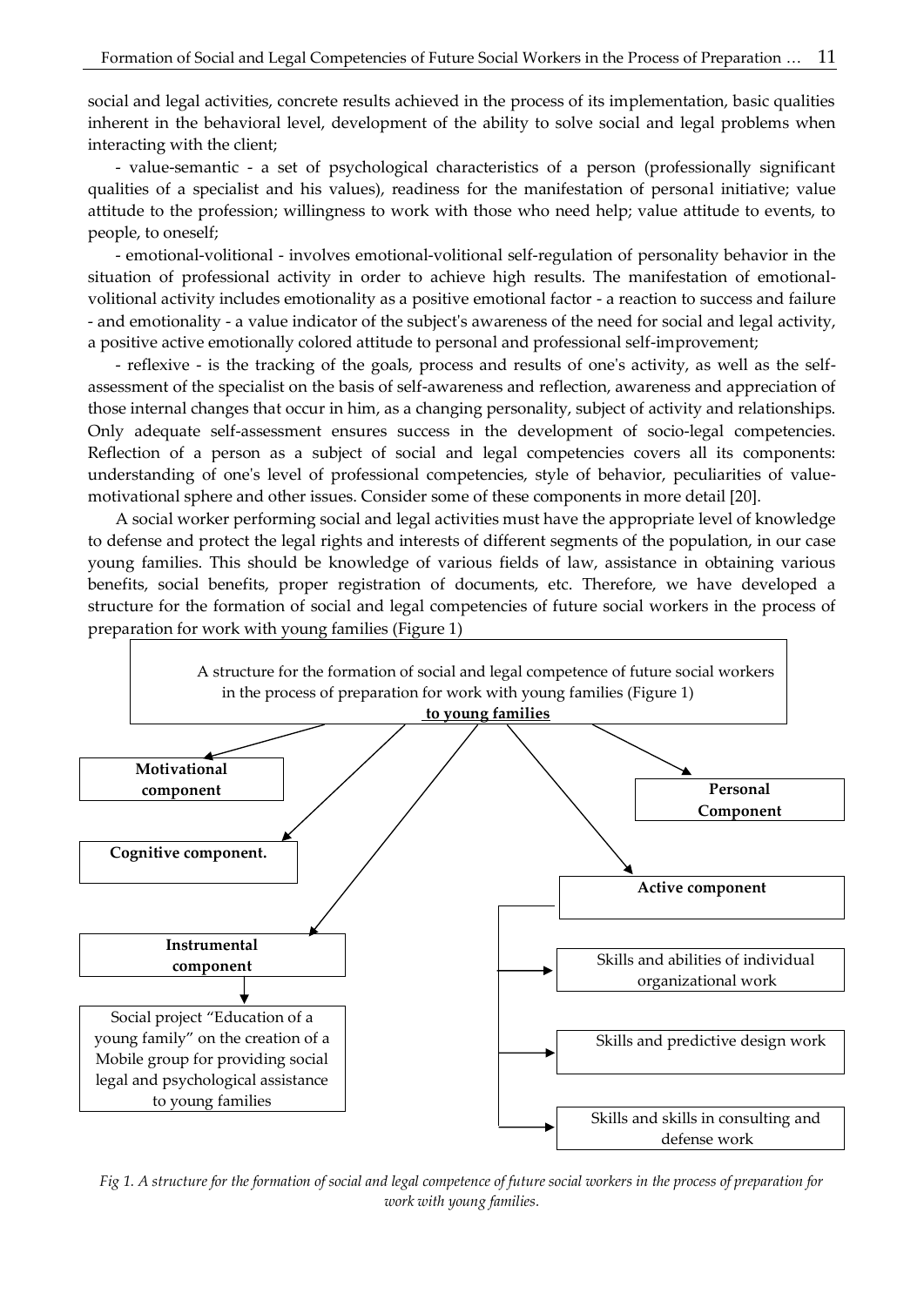social and legal activities, concrete results achieved in the process of its implementation, basic qualities inherent in the behavioral level, development of the ability to solve social and legal problems when interacting with the client;

- value-semantic - a set of psychological characteristics of a person (professionally significant qualities of a specialist and his values), readiness for the manifestation of personal initiative; value attitude to the profession; willingness to work with those who need help; value attitude to events, to people, to oneself;

- emotional-volitional - involves emotional-volitional self-regulation of personality behavior in the situation of professional activity in order to achieve high results. The manifestation of emotional-volitional activity includes emotionality as a positive emotional factor - a reaction to success and failure - and emotionality - a value indicator of the subject's awareness of the need for social and legal activity, a positive active emotionally colored attitude to personal and professional self-improvement;

- reflexive - is the tracking of the goals, process and results of one's activity, as well as the self-assessment of the specialist on the basis of self-awareness and reflection, awareness and appreciation of those internal changes that occur in him, as a changing personality, subject of activity and relationships. Only adequate self-assessment ensures success in the development of socio-legal competencies. Reflection of a person as a subject of social and legal competencies covers all its components: understanding of one's level of professional competencies, style of behavior, peculiarities of value-motivational sphere and other issues. Consider some of these components in more detail [20].

A social worker performing social and legal activities must have the appropriate level of knowledge to defense and protect the legal rights and interests of different segments of the population, in our case young families. This should be knowledge of various fields of law, assistance in obtaining various benefits, social benefits, proper registration of documents, etc. Therefore, we have developed a structure for the formation of social and legal competencies of future social workers in the process of preparation for work with young families (Figure 1)

A structure for the formation of social and legal competence of future social workers in the process of preparation for work with young families (Figure 1) **to young families**

- **Motivational component**
- **Cognitive component.**
- **Instrumental component**
  - Social project "Education of a young family" on the creation of a Mobile group for providing social legal and psychological assistance to young families
- **Personal Component**
- **Active component**
  - Skills and abilities of individual organizational work
  - Skills and predictive design work
  - Skills and skills in consulting and defense work

*Fig 1. A structure for the formation of social and legal competence of future social workers in the process of preparation for work with young families.*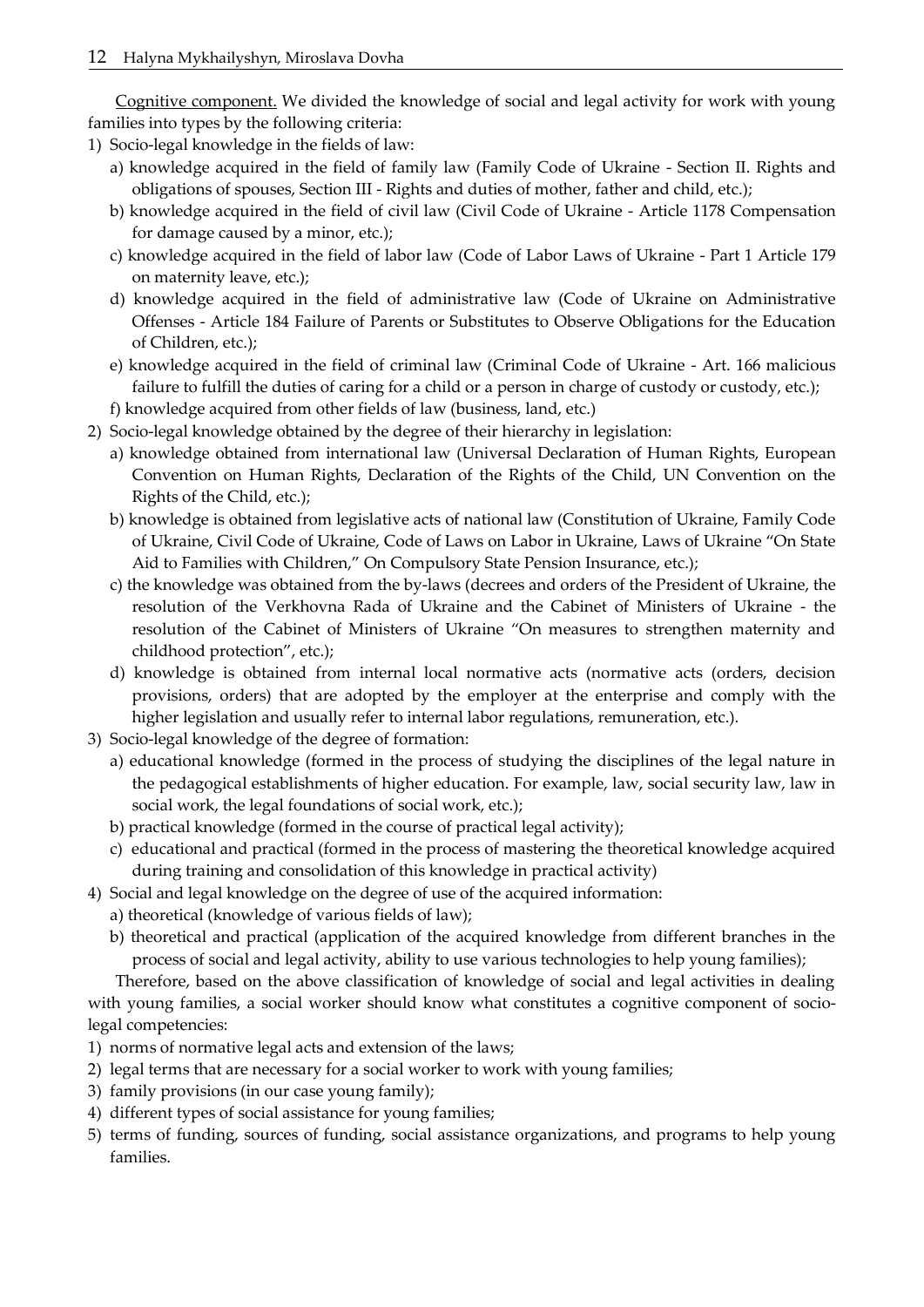Cognitive component. We divided the knowledge of social and legal activity for work with young families into types by the following criteria:

1) Socio-legal knowledge in the fields of law:
   a) knowledge acquired in the field of family law (Family Code of Ukraine - Section II. Rights and obligations of spouses, Section III - Rights and duties of mother, father and child, etc.);
   b) knowledge acquired in the field of civil law (Civil Code of Ukraine - Article 1178 Compensation for damage caused by a minor, etc.);
   c) knowledge acquired in the field of labor law (Code of Labor Laws of Ukraine - Part 1 Article 179 on maternity leave, etc.);
   d) knowledge acquired in the field of administrative law (Code of Ukraine on Administrative Offenses - Article 184 Failure of Parents or Substitutes to Observe Obligations for the Education of Children, etc.);
   e) knowledge acquired in the field of criminal law (Criminal Code of Ukraine - Art. 166 malicious failure to fulfill the duties of caring for a child or a person in charge of custody or custody, etc.);
   f) knowledge acquired from other fields of law (business, land, etc.)
2) Socio-legal knowledge obtained by the degree of their hierarchy in legislation:
   a) knowledge obtained from international law (Universal Declaration of Human Rights, European Convention on Human Rights, Declaration of the Rights of the Child, UN Convention on the Rights of the Child, etc.);
   b) knowledge is obtained from legislative acts of national law (Constitution of Ukraine, Family Code of Ukraine, Civil Code of Ukraine, Code of Laws on Labor in Ukraine, Laws of Ukraine "On State Aid to Families with Children," On Compulsory State Pension Insurance, etc.);
   c) the knowledge was obtained from the by-laws (decrees and orders of the President of Ukraine, the resolution of the Verkhovna Rada of Ukraine and the Cabinet of Ministers of Ukraine - the resolution of the Cabinet of Ministers of Ukraine "On measures to strengthen maternity and childhood protection", etc.);
   d) knowledge is obtained from internal local normative acts (normative acts (orders, decision provisions, orders) that are adopted by the employer at the enterprise and comply with the higher legislation and usually refer to internal labor regulations, remuneration, etc.).
3) Socio-legal knowledge of the degree of formation:
   a) educational knowledge (formed in the process of studying the disciplines of the legal nature in the pedagogical establishments of higher education. For example, law, social security law, law in social work, the legal foundations of social work, etc.);
   b) practical knowledge (formed in the course of practical legal activity);
   c) educational and practical (formed in the process of mastering the theoretical knowledge acquired during training and consolidation of this knowledge in practical activity)
4) Social and legal knowledge on the degree of use of the acquired information:
   a) theoretical (knowledge of various fields of law);
   b) theoretical and practical (application of the acquired knowledge from different branches in the process of social and legal activity, ability to use various technologies to help young families);

Therefore, based on the above classification of knowledge of social and legal activities in dealing with young families, a social worker should know what constitutes a cognitive component of socio-legal competencies:

1) norms of normative legal acts and extension of the laws;
2) legal terms that are necessary for a social worker to work with young families;
3) family provisions (in our case young family);
4) different types of social assistance for young families;
5) terms of funding, sources of funding, social assistance organizations, and programs to help young families.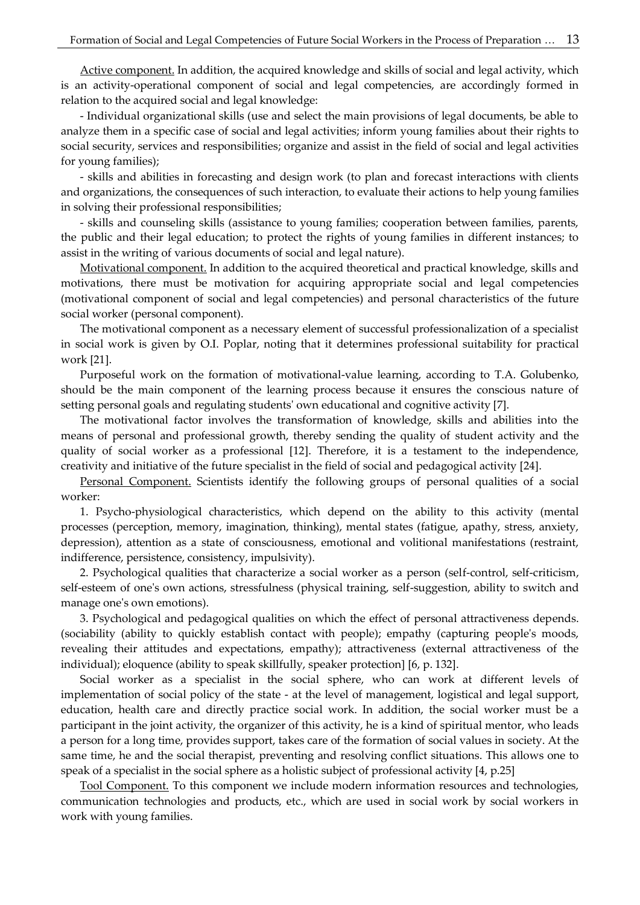Active component. In addition, the acquired knowledge and skills of social and legal activity, which is an activity-operational component of social and legal competencies, are accordingly formed in relation to the acquired social and legal knowledge:

- Individual organizational skills (use and select the main provisions of legal documents, be able to analyze them in a specific case of social and legal activities; inform young families about their rights to social security, services and responsibilities; organize and assist in the field of social and legal activities for young families);

- skills and abilities in forecasting and design work (to plan and forecast interactions with clients and organizations, the consequences of such interaction, to evaluate their actions to help young families in solving their professional responsibilities;

- skills and counseling skills (assistance to young families; cooperation between families, parents, the public and their legal education; to protect the rights of young families in different instances; to assist in the writing of various documents of social and legal nature).

Motivational component. In addition to the acquired theoretical and practical knowledge, skills and motivations, there must be motivation for acquiring appropriate social and legal competencies (motivational component of social and legal competencies) and personal characteristics of the future social worker (personal component).

The motivational component as a necessary element of successful professionalization of a specialist in social work is given by O.I. Poplar, noting that it determines professional suitability for practical work [21].

Purposeful work on the formation of motivational-value learning, according to T.A. Golubenko, should be the main component of the learning process because it ensures the conscious nature of setting personal goals and regulating students' own educational and cognitive activity [7].

The motivational factor involves the transformation of knowledge, skills and abilities into the means of personal and professional growth, thereby sending the quality of student activity and the quality of social worker as a professional [12]. Therefore, it is a testament to the independence, creativity and initiative of the future specialist in the field of social and pedagogical activity [24].

Personal Component. Scientists identify the following groups of personal qualities of a social worker:

1. Psycho-physiological characteristics, which depend on the ability to this activity (mental processes (perception, memory, imagination, thinking), mental states (fatigue, apathy, stress, anxiety, depression), attention as a state of consciousness, emotional and volitional manifestations (restraint, indifference, persistence, consistency, impulsivity).

2. Psychological qualities that characterize a social worker as a person (self-control, self-criticism, self-esteem of one's own actions, stressfulness (physical training, self-suggestion, ability to switch and manage one's own emotions).

3. Psychological and pedagogical qualities on which the effect of personal attractiveness depends. (sociability (ability to quickly establish contact with people); empathy (capturing people's moods, revealing their attitudes and expectations, empathy); attractiveness (external attractiveness of the individual); eloquence (ability to speak skillfully, speaker protection] [6, p. 132].

Social worker as a specialist in the social sphere, who can work at different levels of implementation of social policy of the state - at the level of management, logistical and legal support, education, health care and directly practice social work. In addition, the social worker must be a participant in the joint activity, the organizer of this activity, he is a kind of spiritual mentor, who leads a person for a long time, provides support, takes care of the formation of social values in society. At the same time, he and the social therapist, preventing and resolving conflict situations. This allows one to speak of a specialist in the social sphere as a holistic subject of professional activity [4, p.25]

Tool Component. To this component we include modern information resources and technologies, communication technologies and products, etc., which are used in social work by social workers in work with young families.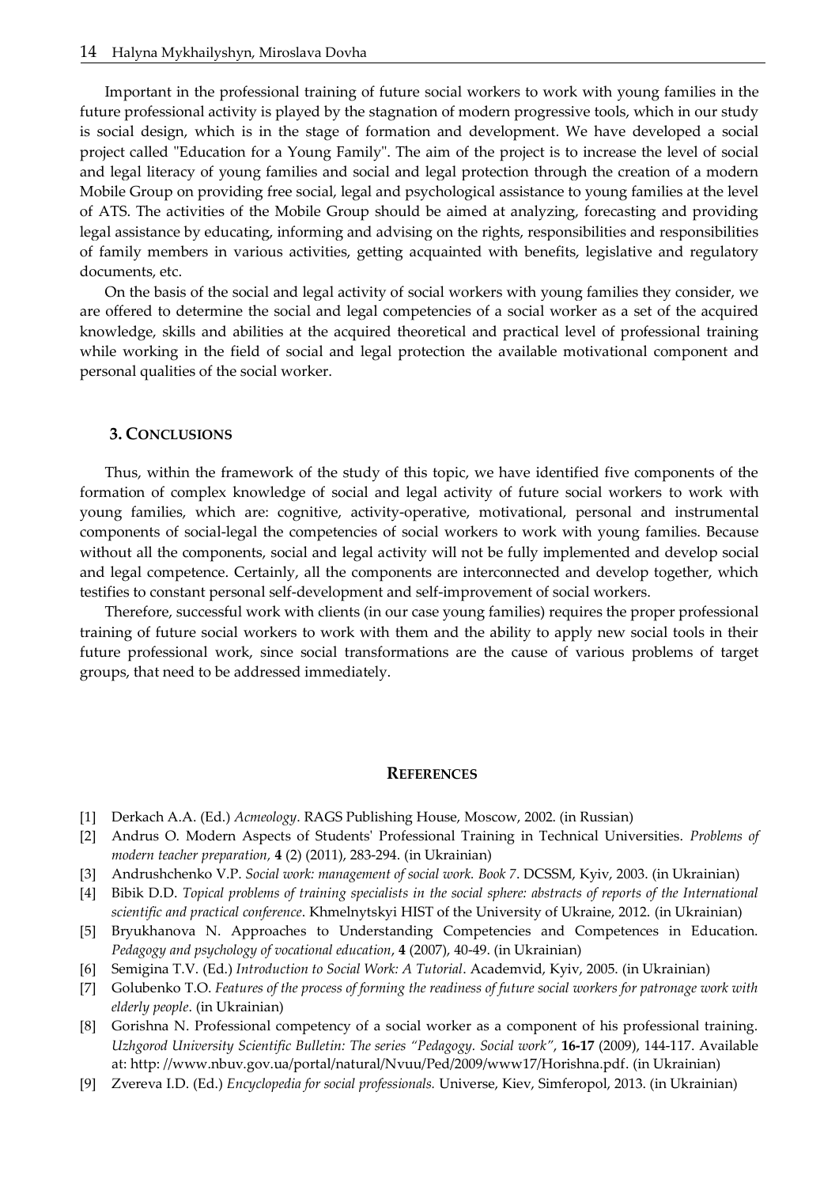Important in the professional training of future social workers to work with young families in the future professional activity is played by the stagnation of modern progressive tools, which in our study is social design, which is in the stage of formation and development. We have developed a social project called "Education for a Young Family". The aim of the project is to increase the level of social and legal literacy of young families and social and legal protection through the creation of a modern Mobile Group on providing free social, legal and psychological assistance to young families at the level of ATS. The activities of the Mobile Group should be aimed at analyzing, forecasting and providing legal assistance by educating, informing and advising on the rights, responsibilities and responsibilities of family members in various activities, getting acquainted with benefits, legislative and regulatory documents, etc.

On the basis of the social and legal activity of social workers with young families they consider, we are offered to determine the social and legal competencies of a social worker as a set of the acquired knowledge, skills and abilities at the acquired theoretical and practical level of professional training while working in the field of social and legal protection the available motivational component and personal qualities of the social worker.

## 3. Conclusions

Thus, within the framework of the study of this topic, we have identified five components of the formation of complex knowledge of social and legal activity of future social workers to work with young families, which are: cognitive, activity-operative, motivational, personal and instrumental components of social-legal the competencies of social workers to work with young families. Because without all the components, social and legal activity will not be fully implemented and develop social and legal competence. Certainly, all the components are interconnected and develop together, which testifies to constant personal self-development and self-improvement of social workers.

Therefore, successful work with clients (in our case young families) requires the proper professional training of future social workers to work with them and the ability to apply new social tools in their future professional work, since social transformations are the cause of various problems of target groups, that need to be addressed immediately.

## References

[1] Derkach A.A. (Ed.) *Acmeology*. RAGS Publishing House, Moscow, 2002. (in Russian)

[2] Andrus O. Modern Aspects of Students' Professional Training in Technical Universities. *Problems of modern teacher preparation,* **4** (2) (2011), 283-294. (in Ukrainian)

[3] Andrushchenko V.P. *Social work: management of social work. Book 7*. DCSSM, Kyiv, 2003. (in Ukrainian)

[4] Bibik D.D. *Topical problems of training specialists in the social sphere: abstracts of reports of the International scientific and practical conference*. Khmelnytskyi HIST of the University of Ukraine, 2012. (in Ukrainian)

[5] Bryukhanova N. Approaches to Understanding Competencies and Competences in Education. *Pedagogy and psychology of vocational education*, **4** (2007), 40-49. (in Ukrainian)

[6] Semigina T.V. (Ed.) *Introduction to Social Work: A Tutorial*. Academvid, Kyiv, 2005. (in Ukrainian)

[7] Golubenko T.O. *Features of the process of forming the readiness of future social workers for patronage work with elderly people*. (in Ukrainian)

[8] Gorishna N. Professional competency of a social worker as a component of his professional training. *Uzhgorod University Scientific Bulletin: The series "Pedagogy. Social work"*, **16-17** (2009), 144-117. Available at: http: //www.nbuv.gov.ua/portal/natural/Nvuu/Ped/2009/www17/Horishna.pdf. (in Ukrainian)

[9] Zvereva I.D. (Ed.) *Encyclopedia for social professionals.* Universe, Kiev, Simferopol, 2013. (in Ukrainian)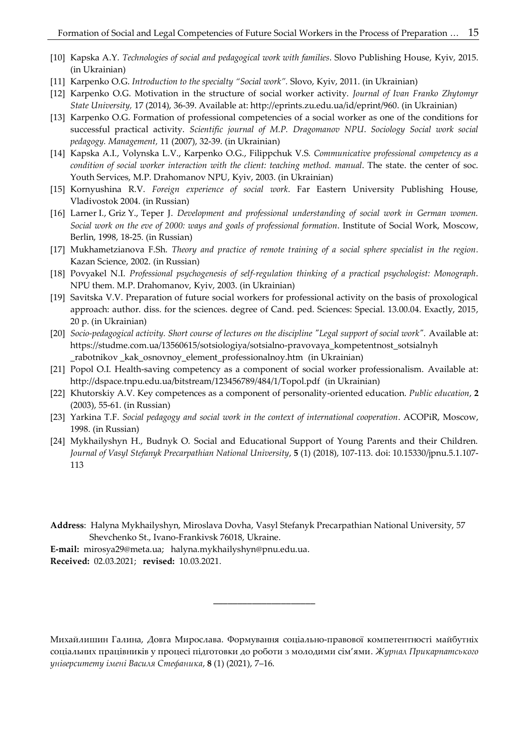[10] Kapska A.Y. *Technologies of social and pedagogical work with families*. Slovo Publishing House, Kyiv, 2015. (in Ukrainian)

[11] Karpenko O.G. *Introduction to the specialty "Social work".* Slovo, Kyiv, 2011. (in Ukrainian)

[12] Karpenko O.G. Motivation in the structure of social worker activity. *Journal of Ivan Franko Zhytomyr State University,* 17 (2014), 36-39. Available at: http://eprints.zu.edu.ua/id/eprint/960. (in Ukrainian)

[13] Karpenko O.G. Formation of professional competencies of a social worker as one of the conditions for successful practical activity. *Scientific journal of M.P. Dragomanov NPU. Sociology Social work social pedagogy. Management,* 11 (2007), 32-39. (in Ukrainian)

[14] Kapska A.I., Volynska L.V., Karpenko O.G., Filippchuk V.S. *Communicative professional competency as a condition of social worker interaction with the client: teaching method. manual*. The state. the center of soc. Youth Services, M.P. Drahomanov NPU, Kyiv, 2003. (in Ukrainian)

[15] Kornyushina R.V. *Foreign experience of social work*. Far Eastern University Publishing House, Vladivostok 2004. (in Russian)

[16] Larner I., Griz Y., Teper J. *Development and professional understanding of social work in German women. Social work on the eve of 2000: ways and goals of professional formation*. Institute of Social Work, Moscow, Berlin, 1998, 18-25. (in Russian)

[17] Mukhametzianova F.Sh. *Theory and practice of remote training of a social sphere specialist in the region*. Kazan Science, 2002. (in Russian)

[18] Povyakel N.I. *Professional psychogenesis of self-regulation thinking of a practical psychologist: Monograph*. NPU them. M.P. Drahomanov, Kyiv, 2003. (in Ukrainian)

[19] Savitska V.V. Preparation of future social workers for professional activity on the basis of proxological approach: author. diss. for the sciences. degree of Cand. ped. Sciences: Special. 13.00.04. Exactly, 2015, 20 p. (in Ukrainian)

[20] *Socio-pedagogical activity. Short course of lectures on the discipline "Legal support of social work".* Available at: https://studme.com.ua/13560615/sotsiologiya/sotsialno-pravovaya_kompetentnost_sotsialnyh _rabotnikov _kak_osnovnoy_element_professionalnoy.htm (in Ukrainian)

[21] Popol O.I. Health-saving competency as a component of social worker professionalism. Available at: http://dspace.tnpu.edu.ua/bitstream/123456789/484/1/Topol.pdf (in Ukrainian)

[22] Khutorskiy A.V. Key competences as a component of personality-oriented education. *Public education*, **2** (2003), 55-61. (in Russian)

[23] Yarkina T.F. *Social pedagogy and social work in the context of international cooperation*. ACOPiR, Moscow, 1998. (in Russian)

[24] Mykhailyshyn H., Budnyk O. Social and Educational Support of Young Parents and their Children. *Journal of Vasyl Stefanyk Precarpathian National University*, **5** (1) (2018), 107-113. doi: 10.15330/jpnu.5.1.107-113

**Address**: Halyna Mykhailyshyn, Miroslava Dovha, Vasyl Stefanyk Precarpathian National University, 57 Shevchenko St., Ivano-Frankivsk 76018, Ukraine.

**E-mail:** mirosya29@meta.ua; halyna.mykhailyshyn@pnu.edu.ua.

**Received:** 02.03.2021; **revised:** 10.03.2021.

---

Михайлишин Галина, Довга Мирослава. Формування соціально-правової компетентності майбутніх соціальних працівників у процесі підготовки до роботи з молодими сім'ями. *Журнал Прикарпатського університету імені Василя Стефаника*, **8** (1) (2021), 7–16.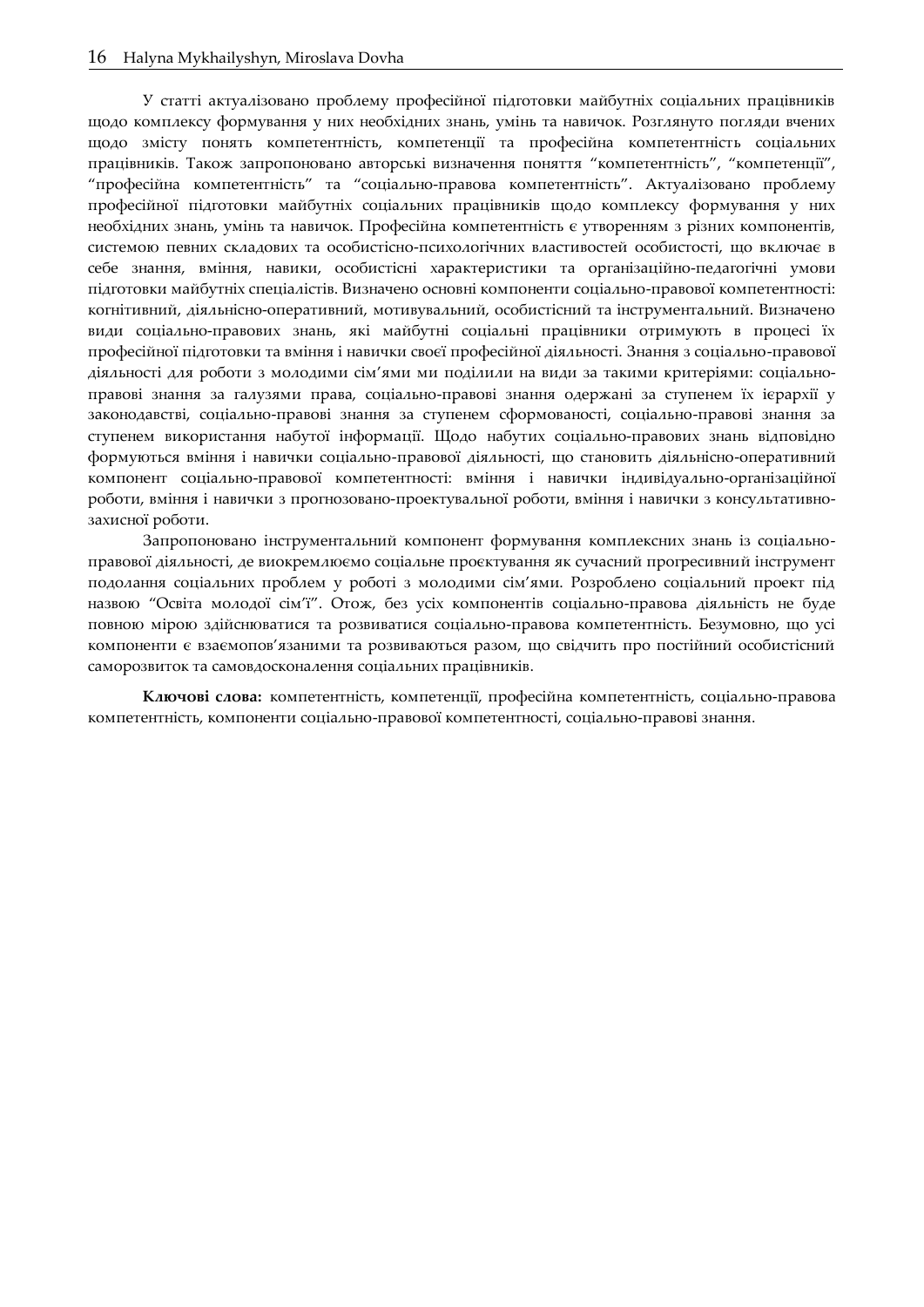У статті актуалізовано проблему професійної підготовки майбутніх соціальних працівників щодо комплексу формування у них необхідних знань, умінь та навичок. Розглянуто погляди вчених щодо змісту понять компетентність, компетенції та професійна компетентність соціальних працівників. Також запропоновано авторські визначення поняття "компетентність", "компетенції", "професійна компетентність" та "соціально-правова компетентність". Актуалізовано проблему професійної підготовки майбутніх соціальних працівників щодо комплексу формування у них необхідних знань, умінь та навичок. Професійна компетентність є утворенням з різних компонентів, системою певних складових та особистісно-психологічних властивостей особистості, що включає в себе знання, вміння, навики, особистісні характеристики та організаційно-педагогічні умови підготовки майбутніх спеціалістів. Визначено основні компоненти соціально-правової компетентності: когнітивний, діяльнісно-оперативний, мотивувальний, особистісний та інструментальний. Визначено види соціально-правових знань, які майбутні соціальні працівники отримують в процесі їх професійної підготовки та вміння і навички своєї професійної діяльності. Знання з соціально-правової діяльності для роботи з молодими сім'ями ми поділили на види за такими критеріями: соціально-правові знання за галузями права, соціально-правові знання одержані за ступенем їх ієрархії у законодавстві, соціально-правові знання за ступенем сформованості, соціально-правові знання за ступенем використання набутої інформації. Щодо набутих соціально-правових знань відповідно формуються вміння і навички соціально-правової діяльності, що становить діяльнісно-оперативний компонент соціально-правової компетентності: вміння і навички індивідуально-організаційної роботи, вміння і навички з прогнозовано-проектувальної роботи, вміння і навички з консультативно-захисної роботи.

Запропоновано інструментальний компонент формування комплексних знань із соціально-правової діяльності, де виокремлюємо соціальне проєктування як сучасний прогресивний інструмент подолання соціальних проблем у роботі з молодими сім'ями. Розроблено соціальний проект під назвою "Освіта молодої сім'ї". Отож, без усіх компонентів соціально-правова діяльність не буде повною мірою здійснюватися та розвиватися соціально-правова компетентність. Безумовно, що усі компоненти є взаємопов'язаними та розвиваються разом, що свідчить про постійний особистісний саморозвиток та самовдосконалення соціальних працівників.

**Ключові слова:** компетентність, компетенції, професійна компетентність, соціально-правова компетентність, компоненти соціально-правової компетентності, соціально-правові знання.